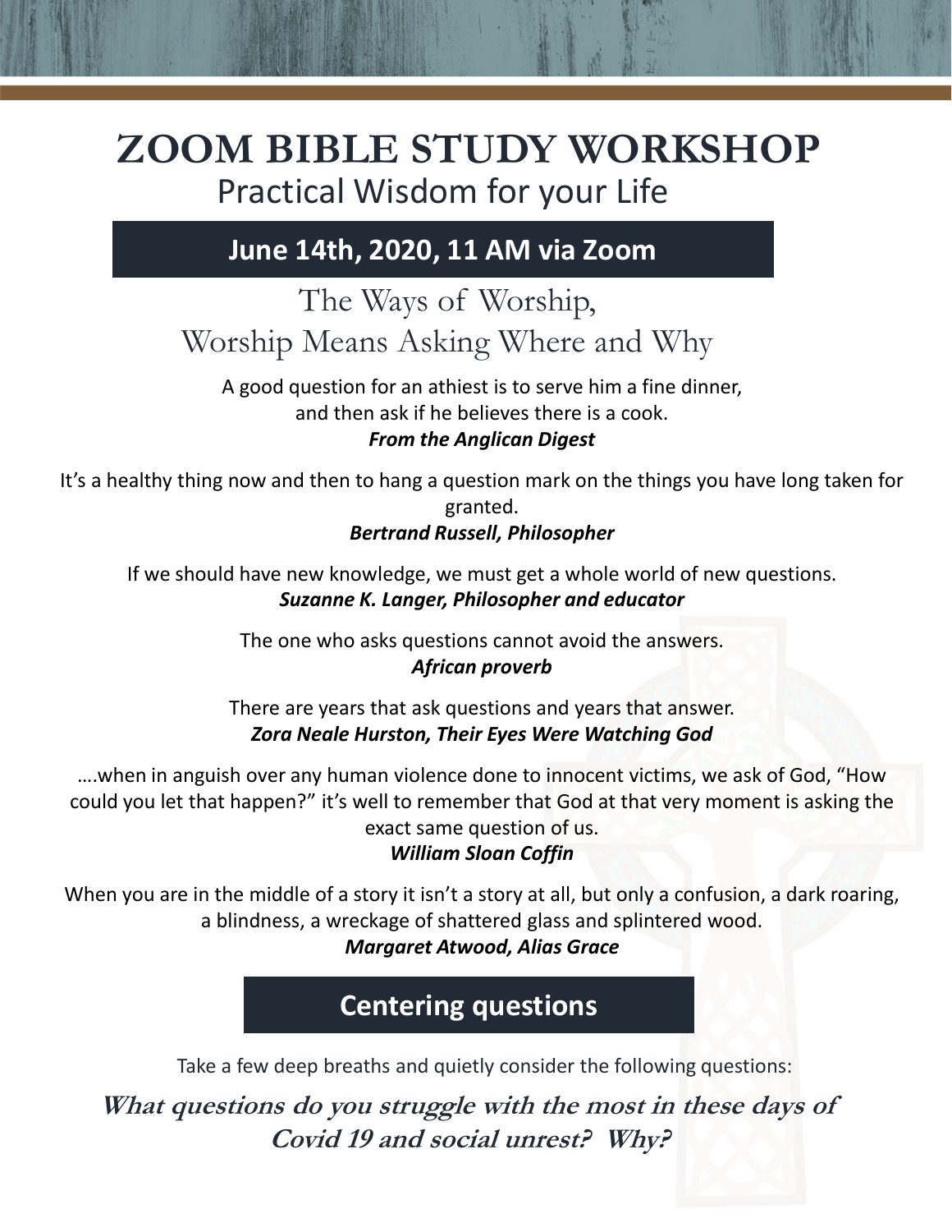# ZOOM BIBLE STUDY WORKSHOP

Practical Wisdom for your Life

## June 14th, 2020, 11 AM via Zoom

## The Ways of Worship, Worship Means Asking Where and Why

A good question for an athiest is to serve him a fine dinner, and then ask if he believes there is a cook.
***From the Anglican Digest***

It's a healthy thing now and then to hang a question mark on the things you have long taken for granted.
***Bertrand Russell, Philosopher***

If we should have new knowledge, we must get a whole world of new questions.
***Suzanne K. Langer, Philosopher and educator***

The one who asks questions cannot avoid the answers.
***African proverb***

There are years that ask questions and years that answer.
***Zora Neale Hurston, Their Eyes Were Watching God***

….when in anguish over any human violence done to innocent victims, we ask of God, "How could you let that happen?" it's well to remember that God at that very moment is asking the exact same question of us.
***William Sloan Coffin***

When you are in the middle of a story it isn't a story at all, but only a confusion, a dark roaring, a blindness, a wreckage of shattered glass and splintered wood.
***Margaret Atwood, Alias Grace***

## Centering questions

Take a few deep breaths and quietly consider the following questions:

***What questions do you struggle with the most in these days of Covid 19 and social unrest? Why?***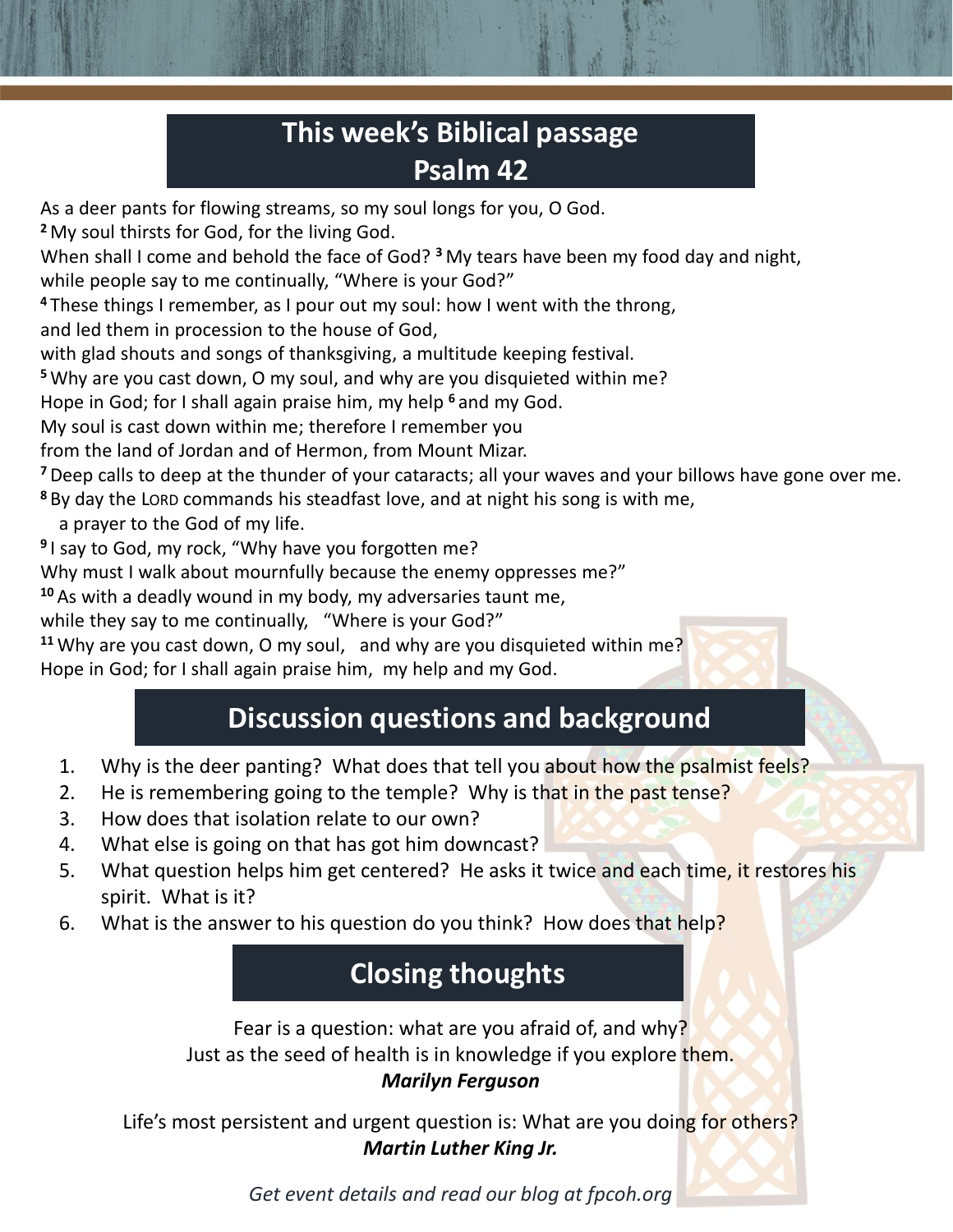## This week's Biblical passage
## Psalm 42

As a deer pants for flowing streams, so my soul longs for you, O God.
[2] My soul thirsts for God, for the living God.
When shall I come and behold the face of God? [3] My tears have been my food day and night,
while people say to me continually, "Where is your God?"
[4] These things I remember, as I pour out my soul: how I went with the throng,
and led them in procession to the house of God,
with glad shouts and songs of thanksgiving, a multitude keeping festival.
[5] Why are you cast down, O my soul, and why are you disquieted within me?
Hope in God; for I shall again praise him, my help [6] and my God.
My soul is cast down within me; therefore I remember you
from the land of Jordan and of Hermon, from Mount Mizar.
[7] Deep calls to deep at the thunder of your cataracts; all your waves and your billows have gone over me.
[8] By day the LORD commands his steadfast love, and at night his song is with me,
a prayer to the God of my life.
[9] I say to God, my rock, "Why have you forgotten me?
Why must I walk about mournfully because the enemy oppresses me?"
[10] As with a deadly wound in my body, my adversaries taunt me,
while they say to me continually, "Where is your God?"
[11] Why are you cast down, O my soul, and why are you disquieted within me?
Hope in God; for I shall again praise him, my help and my God.

## Discussion questions and background

1. Why is the deer panting? What does that tell you about how the psalmist feels?
2. He is remembering going to the temple? Why is that in the past tense?
3. How does that isolation relate to our own?
4. What else is going on that has got him downcast?
5. What question helps him get centered? He asks it twice and each time, it restores his spirit. What is it?
6. What is the answer to his question do you think? How does that help?

## Closing thoughts

Fear is a question: what are you afraid of, and why?
Just as the seed of health is in knowledge if you explore them.
***Marilyn Ferguson***

Life's most persistent and urgent question is: What are you doing for others?
***Martin Luther King Jr.***

*Get event details and read our blog at fpcoh.org*